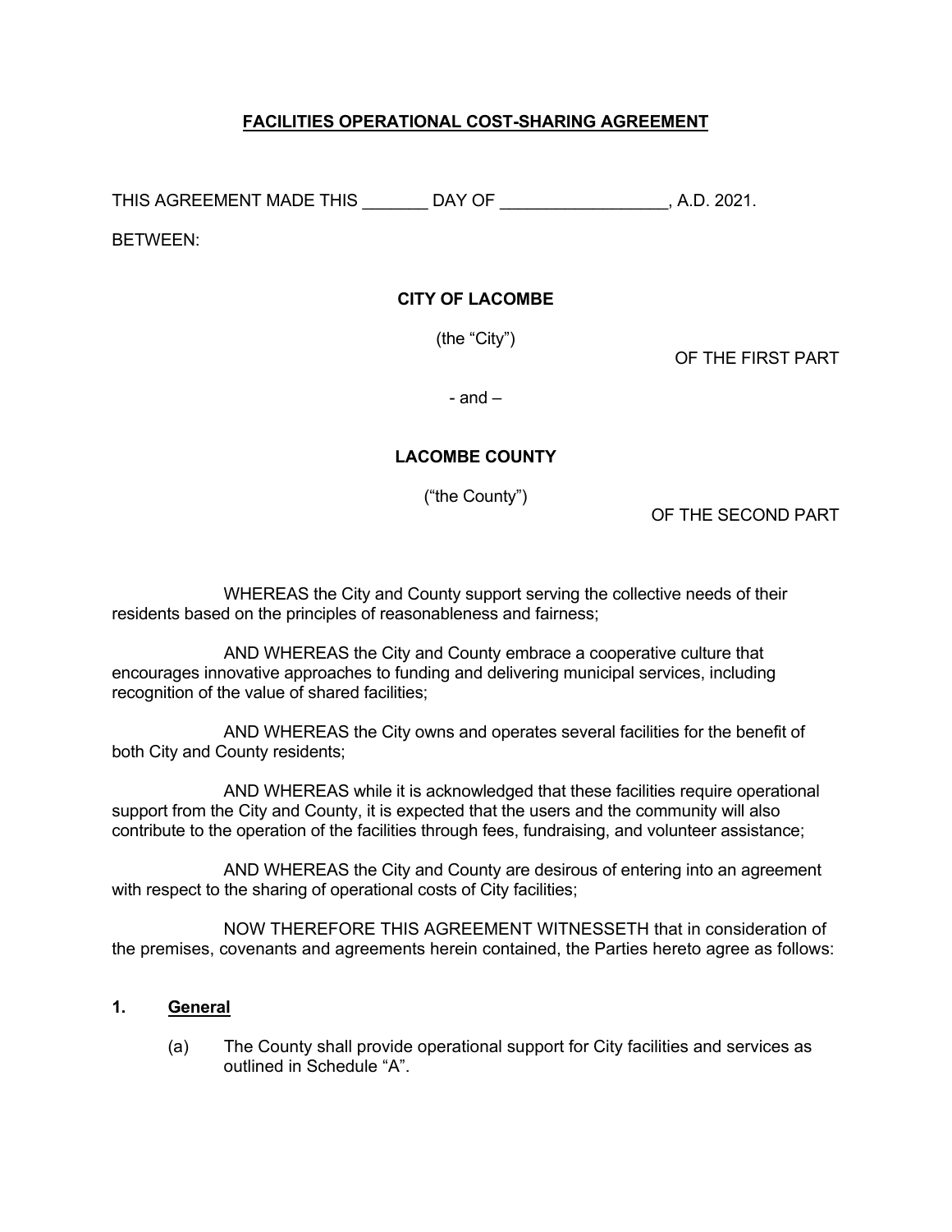# FACILITIES OPERATIONAL COST-SHARING AGREEMENT

THIS AGREEMENT MADE THIS _______ DAY OF _________________, A.D. 2021.

BETWEEN:

**CITY OF LACOMBE**

(the "City")

OF THE FIRST PART

- and –

**LACOMBE COUNTY**

("the County")

OF THE SECOND PART

WHEREAS the City and County support serving the collective needs of their residents based on the principles of reasonableness and fairness;

AND WHEREAS the City and County embrace a cooperative culture that encourages innovative approaches to funding and delivering municipal services, including recognition of the value of shared facilities;

AND WHEREAS the City owns and operates several facilities for the benefit of both City and County residents;

AND WHEREAS while it is acknowledged that these facilities require operational support from the City and County, it is expected that the users and the community will also contribute to the operation of the facilities through fees, fundraising, and volunteer assistance;

AND WHEREAS the City and County are desirous of entering into an agreement with respect to the sharing of operational costs of City facilities;

NOW THEREFORE THIS AGREEMENT WITNESSETH that in consideration of the premises, covenants and agreements herein contained, the Parties hereto agree as follows:

## 1. General

(a) The County shall provide operational support for City facilities and services as outlined in Schedule "A".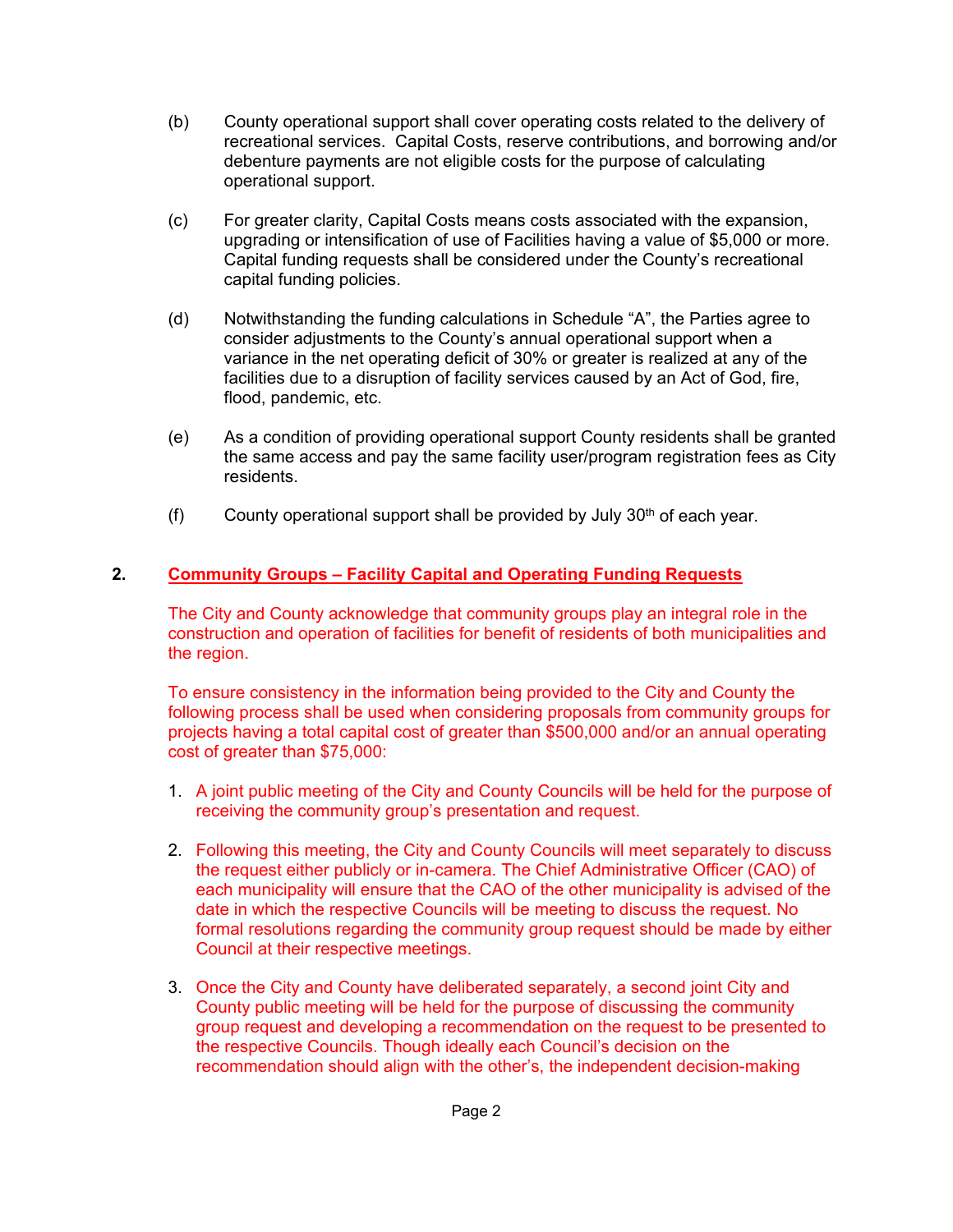(b) County operational support shall cover operating costs related to the delivery of recreational services. Capital Costs, reserve contributions, and borrowing and/or debenture payments are not eligible costs for the purpose of calculating operational support.

(c) For greater clarity, Capital Costs means costs associated with the expansion, upgrading or intensification of use of Facilities having a value of $5,000 or more. Capital funding requests shall be considered under the County's recreational capital funding policies.

(d) Notwithstanding the funding calculations in Schedule "A", the Parties agree to consider adjustments to the County's annual operational support when a variance in the net operating deficit of 30% or greater is realized at any of the facilities due to a disruption of facility services caused by an Act of God, fire, flood, pandemic, etc.

(e) As a condition of providing operational support County residents shall be granted the same access and pay the same facility user/program registration fees as City residents.

(f) County operational support shall be provided by July 30th of each year.

**2. Community Groups – Facility Capital and Operating Funding Requests**

The City and County acknowledge that community groups play an integral role in the construction and operation of facilities for benefit of residents of both municipalities and the region.

To ensure consistency in the information being provided to the City and County the following process shall be used when considering proposals from community groups for projects having a total capital cost of greater than $500,000 and/or an annual operating cost of greater than $75,000:

1. A joint public meeting of the City and County Councils will be held for the purpose of receiving the community group's presentation and request.

2. Following this meeting, the City and County Councils will meet separately to discuss the request either publicly or in-camera. The Chief Administrative Officer (CAO) of each municipality will ensure that the CAO of the other municipality is advised of the date in which the respective Councils will be meeting to discuss the request. No formal resolutions regarding the community group request should be made by either Council at their respective meetings.

3. Once the City and County have deliberated separately, a second joint City and County public meeting will be held for the purpose of discussing the community group request and developing a recommendation on the request to be presented to the respective Councils. Though ideally each Council's decision on the recommendation should align with the other's, the independent decision-making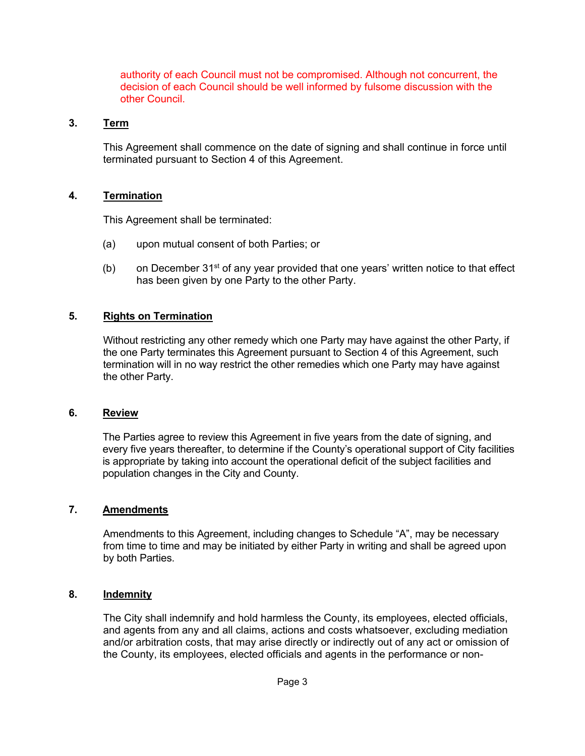authority of each Council must not be compromised. Although not concurrent, the decision of each Council should be well informed by fulsome discussion with the other Council.

## 3. Term

This Agreement shall commence on the date of signing and shall continue in force until terminated pursuant to Section 4 of this Agreement.

## 4. Termination

This Agreement shall be terminated:

(a) upon mutual consent of both Parties; or

(b) on December 31st of any year provided that one years' written notice to that effect has been given by one Party to the other Party.

## 5. Rights on Termination

Without restricting any other remedy which one Party may have against the other Party, if the one Party terminates this Agreement pursuant to Section 4 of this Agreement, such termination will in no way restrict the other remedies which one Party may have against the other Party.

## 6. Review

The Parties agree to review this Agreement in five years from the date of signing, and every five years thereafter, to determine if the County's operational support of City facilities is appropriate by taking into account the operational deficit of the subject facilities and population changes in the City and County.

## 7. Amendments

Amendments to this Agreement, including changes to Schedule "A", may be necessary from time to time and may be initiated by either Party in writing and shall be agreed upon by both Parties.

## 8. Indemnity

The City shall indemnify and hold harmless the County, its employees, elected officials, and agents from any and all claims, actions and costs whatsoever, excluding mediation and/or arbitration costs, that may arise directly or indirectly out of any act or omission of the County, its employees, elected officials and agents in the performance or non-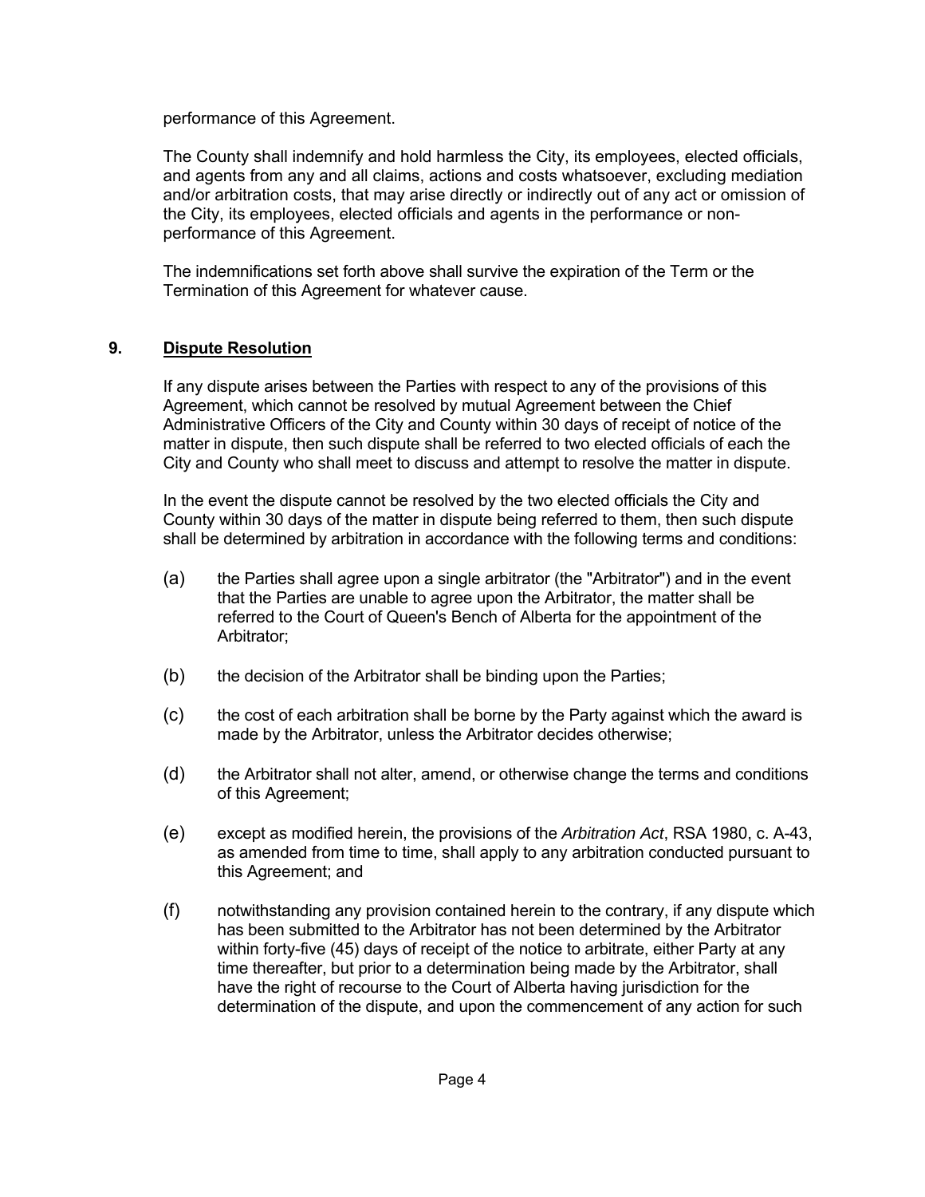performance of this Agreement.

The County shall indemnify and hold harmless the City, its employees, elected officials, and agents from any and all claims, actions and costs whatsoever, excluding mediation and/or arbitration costs, that may arise directly or indirectly out of any act or omission of the City, its employees, elected officials and agents in the performance or non-performance of this Agreement.

The indemnifications set forth above shall survive the expiration of the Term or the Termination of this Agreement for whatever cause.

## 9. Dispute Resolution

If any dispute arises between the Parties with respect to any of the provisions of this Agreement, which cannot be resolved by mutual Agreement between the Chief Administrative Officers of the City and County within 30 days of receipt of notice of the matter in dispute, then such dispute shall be referred to two elected officials of each the City and County who shall meet to discuss and attempt to resolve the matter in dispute.

In the event the dispute cannot be resolved by the two elected officials the City and County within 30 days of the matter in dispute being referred to them, then such dispute shall be determined by arbitration in accordance with the following terms and conditions:

(a) the Parties shall agree upon a single arbitrator (the "Arbitrator") and in the event that the Parties are unable to agree upon the Arbitrator, the matter shall be referred to the Court of Queen's Bench of Alberta for the appointment of the Arbitrator;

(b) the decision of the Arbitrator shall be binding upon the Parties;

(c) the cost of each arbitration shall be borne by the Party against which the award is made by the Arbitrator, unless the Arbitrator decides otherwise;

(d) the Arbitrator shall not alter, amend, or otherwise change the terms and conditions of this Agreement;

(e) except as modified herein, the provisions of the *Arbitration Act*, RSA 1980, c. A-43, as amended from time to time, shall apply to any arbitration conducted pursuant to this Agreement; and

(f) notwithstanding any provision contained herein to the contrary, if any dispute which has been submitted to the Arbitrator has not been determined by the Arbitrator within forty-five (45) days of receipt of the notice to arbitrate, either Party at any time thereafter, but prior to a determination being made by the Arbitrator, shall have the right of recourse to the Court of Alberta having jurisdiction for the determination of the dispute, and upon the commencement of any action for such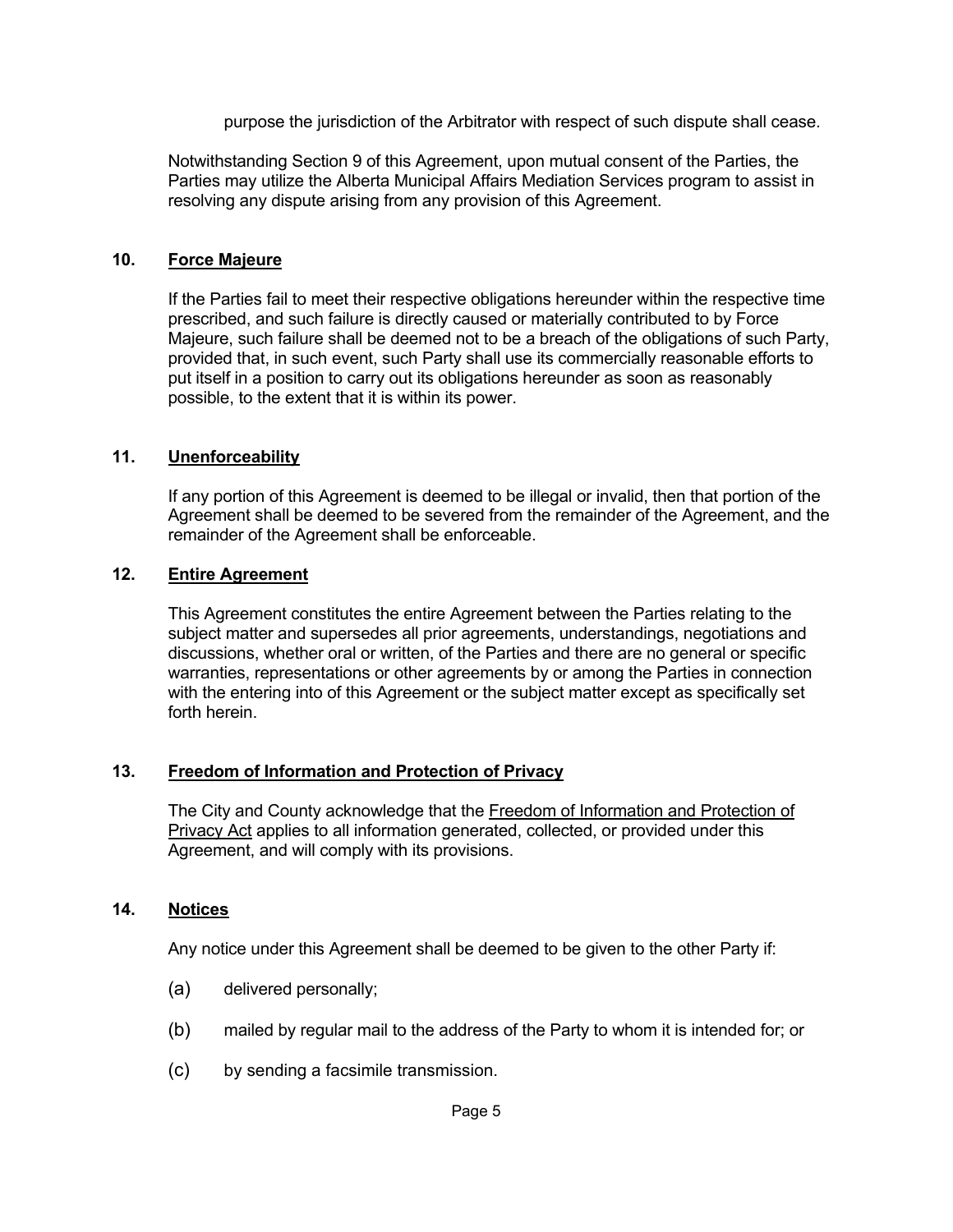purpose the jurisdiction of the Arbitrator with respect of such dispute shall cease.

Notwithstanding Section 9 of this Agreement, upon mutual consent of the Parties, the Parties may utilize the Alberta Municipal Affairs Mediation Services program to assist in resolving any dispute arising from any provision of this Agreement.

## 10. Force Majeure

If the Parties fail to meet their respective obligations hereunder within the respective time prescribed, and such failure is directly caused or materially contributed to by Force Majeure, such failure shall be deemed not to be a breach of the obligations of such Party, provided that, in such event, such Party shall use its commercially reasonable efforts to put itself in a position to carry out its obligations hereunder as soon as reasonably possible, to the extent that it is within its power.

## 11. Unenforceability

If any portion of this Agreement is deemed to be illegal or invalid, then that portion of the Agreement shall be deemed to be severed from the remainder of the Agreement, and the remainder of the Agreement shall be enforceable.

## 12. Entire Agreement

This Agreement constitutes the entire Agreement between the Parties relating to the subject matter and supersedes all prior agreements, understandings, negotiations and discussions, whether oral or written, of the Parties and there are no general or specific warranties, representations or other agreements by or among the Parties in connection with the entering into of this Agreement or the subject matter except as specifically set forth herein.

## 13. Freedom of Information and Protection of Privacy

The City and County acknowledge that the Freedom of Information and Protection of Privacy Act applies to all information generated, collected, or provided under this Agreement, and will comply with its provisions.

## 14. Notices

Any notice under this Agreement shall be deemed to be given to the other Party if:

(a) delivered personally;

(b) mailed by regular mail to the address of the Party to whom it is intended for; or

(c) by sending a facsimile transmission.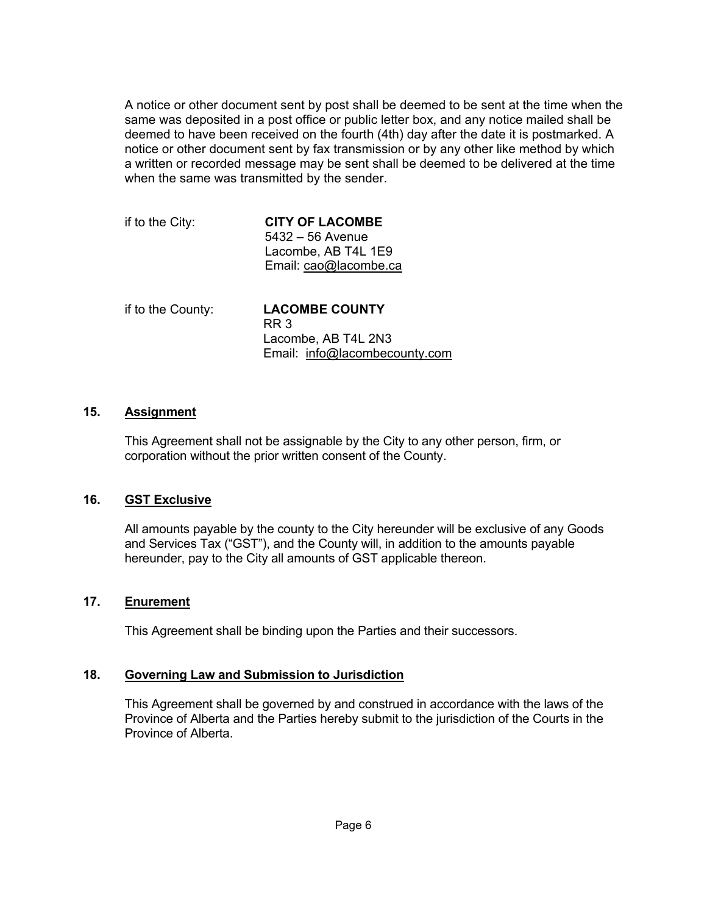A notice or other document sent by post shall be deemed to be sent at the time when the same was deposited in a post office or public letter box, and any notice mailed shall be deemed to have been received on the fourth (4th) day after the date it is postmarked. A notice or other document sent by fax transmission or by any other like method by which a written or recorded message may be sent shall be deemed to be delivered at the time when the same was transmitted by the sender.

if to the City:

**CITY OF LACOMBE**
5432 – 56 Avenue
Lacombe, AB T4L 1E9
Email: cao@lacombe.ca

if to the County:

**LACOMBE COUNTY**
RR 3
Lacombe, AB T4L 2N3
Email: info@lacombecounty.com

## 15. Assignment

This Agreement shall not be assignable by the City to any other person, firm, or corporation without the prior written consent of the County.

## 16. GST Exclusive

All amounts payable by the county to the City hereunder will be exclusive of any Goods and Services Tax ("GST"), and the County will, in addition to the amounts payable hereunder, pay to the City all amounts of GST applicable thereon.

## 17. Enurement

This Agreement shall be binding upon the Parties and their successors.

## 18. Governing Law and Submission to Jurisdiction

This Agreement shall be governed by and construed in accordance with the laws of the Province of Alberta and the Parties hereby submit to the jurisdiction of the Courts in the Province of Alberta.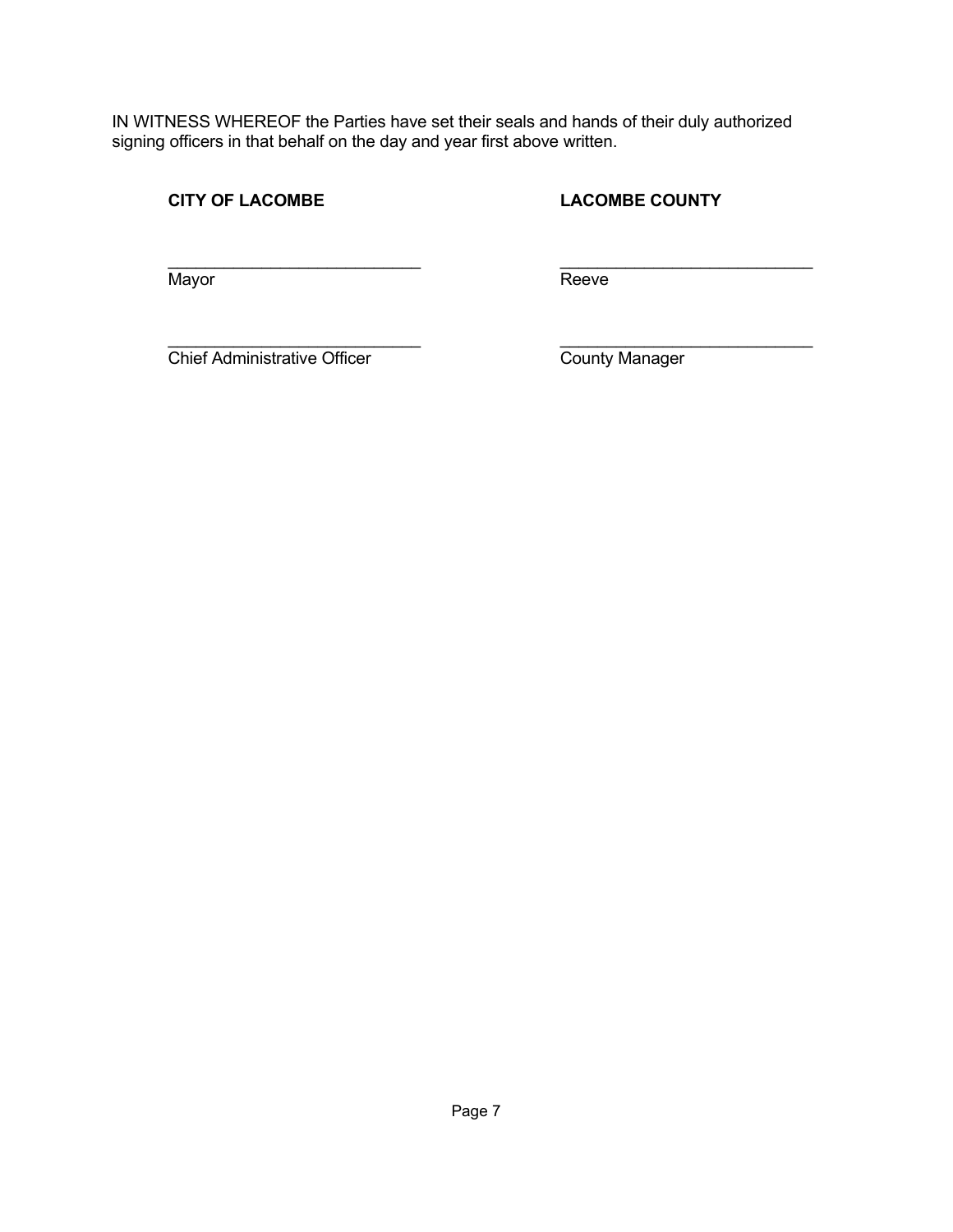IN WITNESS WHEREOF the Parties have set their seals and hands of their duly authorized signing officers in that behalf on the day and year first above written.

| **CITY OF LACOMBE** | **LACOMBE COUNTY** |
| --- | --- |
| ___________________________ | ___________________________ |
| Mayor | Reeve |
| ___________________________ | ___________________________ |
| Chief Administrative Officer | County Manager |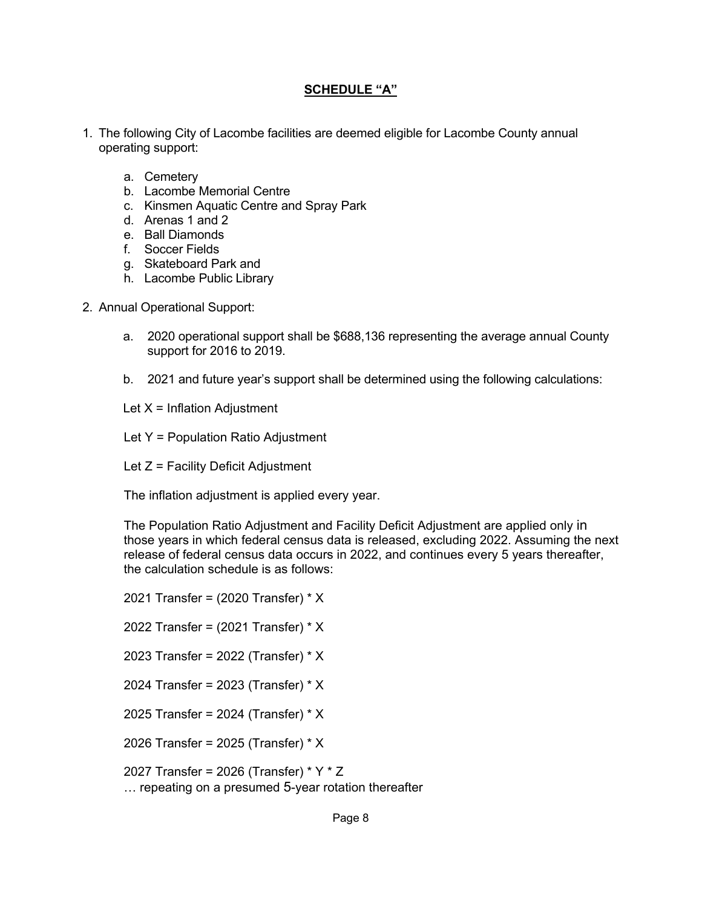## SCHEDULE "A"

1. The following City of Lacombe facilities are deemed eligible for Lacombe County annual operating support:

    a. Cemetery
    b. Lacombe Memorial Centre
    c. Kinsmen Aquatic Centre and Spray Park
    d. Arenas 1 and 2
    e. Ball Diamonds
    f. Soccer Fields
    g. Skateboard Park and
    h. Lacombe Public Library

2. Annual Operational Support:

    a. 2020 operational support shall be $688,136 representing the average annual County support for 2016 to 2019.

    b. 2021 and future year's support shall be determined using the following calculations:

    Let X = Inflation Adjustment

    Let Y = Population Ratio Adjustment

    Let Z = Facility Deficit Adjustment

    The inflation adjustment is applied every year.

    The Population Ratio Adjustment and Facility Deficit Adjustment are applied only in those years in which federal census data is released, excluding 2022. Assuming the next release of federal census data occurs in 2022, and continues every 5 years thereafter, the calculation schedule is as follows:

    2021 Transfer = (2020 Transfer) * X

    2022 Transfer = (2021 Transfer) * X

    2023 Transfer = 2022 (Transfer) * X

    2024 Transfer = 2023 (Transfer) * X

    2025 Transfer = 2024 (Transfer) * X

    2026 Transfer = 2025 (Transfer) * X

    2027 Transfer = 2026 (Transfer) * Y * Z
    … repeating on a presumed 5-year rotation thereafter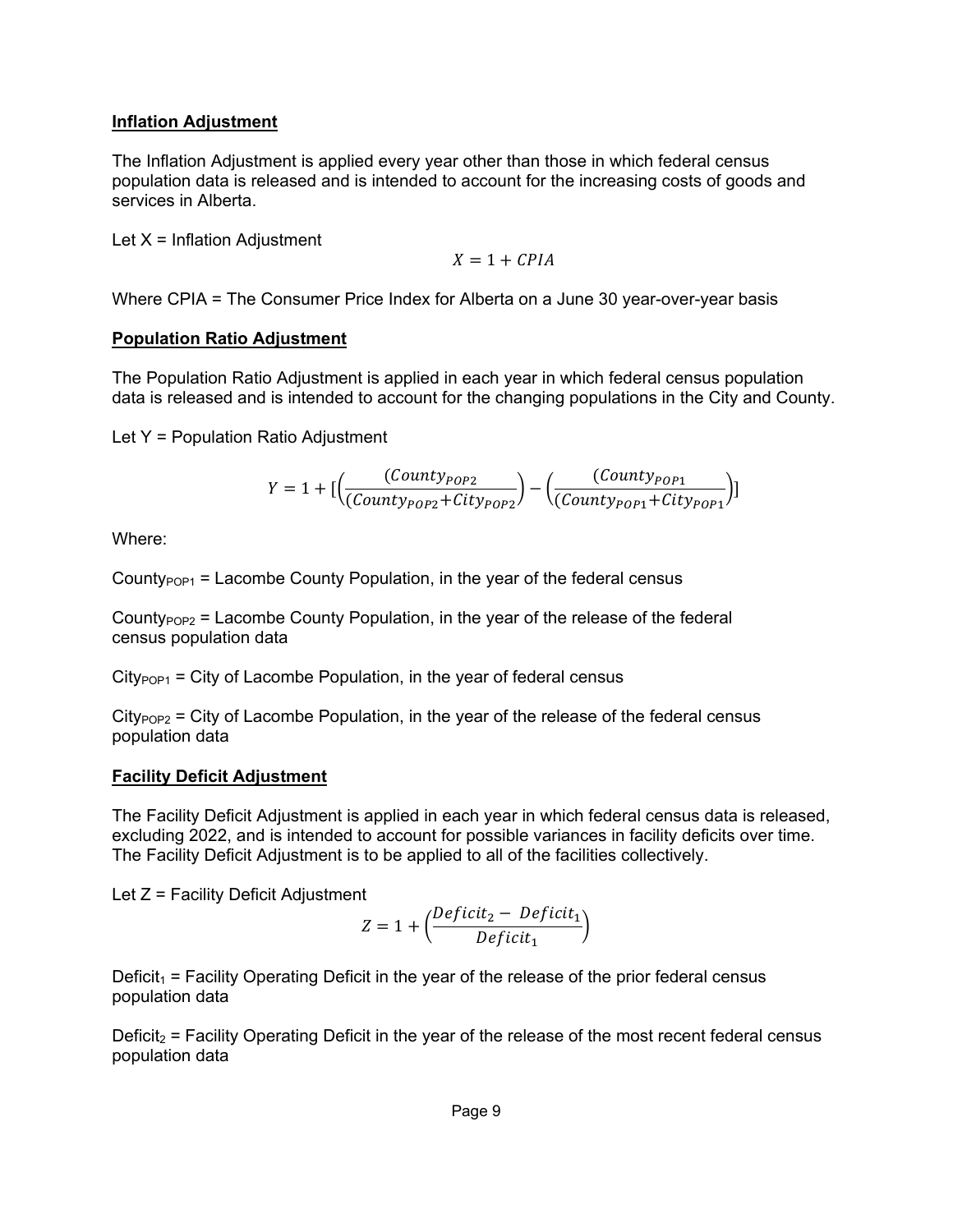**Inflation Adjustment**

The Inflation Adjustment is applied every year other than those in which federal census population data is released and is intended to account for the increasing costs of goods and services in Alberta.

Let X = Inflation Adjustment

$$X = 1 + CPIA$$

Where CPIA = The Consumer Price Index for Alberta on a June 30 year-over-year basis

**Population Ratio Adjustment**

The Population Ratio Adjustment is applied in each year in which federal census population data is released and is intended to account for the changing populations in the City and County.

Let Y = Population Ratio Adjustment

$$Y = 1 + [\left(\frac{(County_{POP2}}{(County_{POP2} + City_{POP2}}\right) - \left(\frac{(County_{POP1}}{(County_{POP1} + City_{POP1}}\right)]$$

Where:

$County_{POP1}$ = Lacombe County Population, in the year of the federal census

$County_{POP2}$ = Lacombe County Population, in the year of the release of the federal census population data

$City_{POP1}$ = City of Lacombe Population, in the year of federal census

$City_{POP2}$ = City of Lacombe Population, in the year of the release of the federal census population data

**Facility Deficit Adjustment**

The Facility Deficit Adjustment is applied in each year in which federal census data is released, excluding 2022, and is intended to account for possible variances in facility deficits over time. The Facility Deficit Adjustment is to be applied to all of the facilities collectively.

Let Z = Facility Deficit Adjustment

$$Z = 1 + \left(\frac{Deficit_2 - Deficit_1}{Deficit_1}\right)$$

$Deficit_1$ = Facility Operating Deficit in the year of the release of the prior federal census population data

$Deficit_2$ = Facility Operating Deficit in the year of the release of the most recent federal census population data